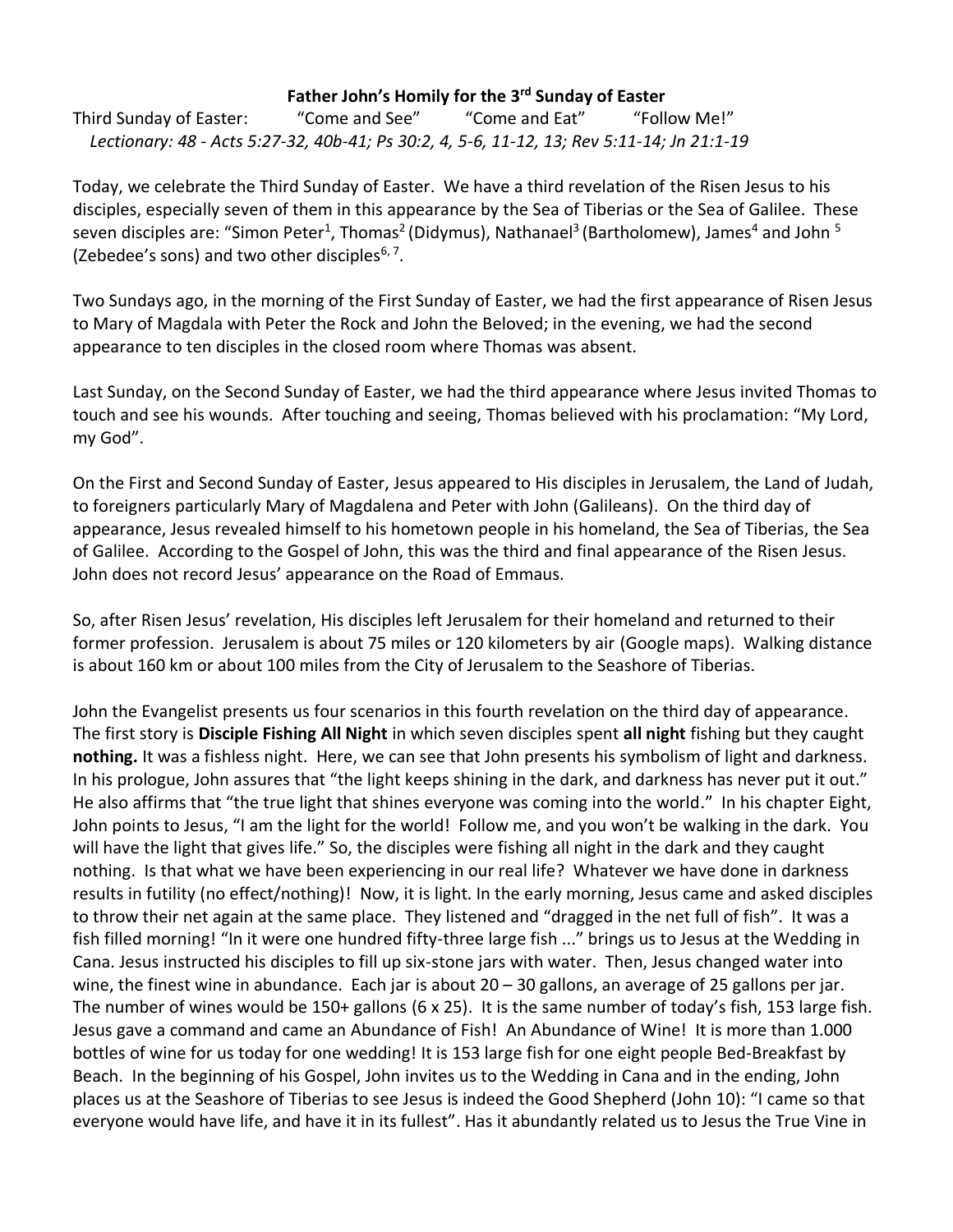**Father John's Homily for the 3rd Sunday of Easter**

Third Sunday of Easter: "Come and See" "Come and Eat" "Follow Me!"

*Lectionary: 48 - Acts 5:27-32, 40b-41; Ps 30:2, 4, 5-6, 11-12, 13; Rev 5:11-14; Jn 21:1-19*

Today, we celebrate the Third Sunday of Easter. We have a third revelation of the Risen Jesus to his disciples, especially seven of them in this appearance by the Sea of Tiberias or the Sea of Galilee. These seven disciples are: "Simon Peter[1], Thomas[2] (Didymus), Nathanael[3] (Bartholomew), James[4] and John [5] (Zebedee's sons) and two other disciples[6, 7].

Two Sundays ago, in the morning of the First Sunday of Easter, we had the first appearance of Risen Jesus to Mary of Magdala with Peter the Rock and John the Beloved; in the evening, we had the second appearance to ten disciples in the closed room where Thomas was absent.

Last Sunday, on the Second Sunday of Easter, we had the third appearance where Jesus invited Thomas to touch and see his wounds. After touching and seeing, Thomas believed with his proclamation: "My Lord, my God".

On the First and Second Sunday of Easter, Jesus appeared to His disciples in Jerusalem, the Land of Judah, to foreigners particularly Mary of Magdalena and Peter with John (Galileans). On the third day of appearance, Jesus revealed himself to his hometown people in his homeland, the Sea of Tiberias, the Sea of Galilee. According to the Gospel of John, this was the third and final appearance of the Risen Jesus. John does not record Jesus' appearance on the Road of Emmaus.

So, after Risen Jesus' revelation, His disciples left Jerusalem for their homeland and returned to their former profession. Jerusalem is about 75 miles or 120 kilometers by air (Google maps). Walking distance is about 160 km or about 100 miles from the City of Jerusalem to the Seashore of Tiberias.

John the Evangelist presents us four scenarios in this fourth revelation on the third day of appearance. The first story is **Disciple Fishing All Night** in which seven disciples spent **all night** fishing but they caught **nothing.** It was a fishless night. Here, we can see that John presents his symbolism of light and darkness. In his prologue, John assures that "the light keeps shining in the dark, and darkness has never put it out." He also affirms that "the true light that shines everyone was coming into the world." In his chapter Eight, John points to Jesus, "I am the light for the world! Follow me, and you won't be walking in the dark. You will have the light that gives life." So, the disciples were fishing all night in the dark and they caught nothing. Is that what we have been experiencing in our real life? Whatever we have done in darkness results in futility (no effect/nothing)! Now, it is light. In the early morning, Jesus came and asked disciples to throw their net again at the same place. They listened and "dragged in the net full of fish". It was a fish filled morning! "In it were one hundred fifty-three large fish ..." brings us to Jesus at the Wedding in Cana. Jesus instructed his disciples to fill up six-stone jars with water. Then, Jesus changed water into wine, the finest wine in abundance. Each jar is about 20 – 30 gallons, an average of 25 gallons per jar. The number of wines would be 150+ gallons (6 x 25). It is the same number of today's fish, 153 large fish. Jesus gave a command and came an Abundance of Fish! An Abundance of Wine! It is more than 1.000 bottles of wine for us today for one wedding! It is 153 large fish for one eight people Bed-Breakfast by Beach. In the beginning of his Gospel, John invites us to the Wedding in Cana and in the ending, John places us at the Seashore of Tiberias to see Jesus is indeed the Good Shepherd (John 10): "I came so that everyone would have life, and have it in its fullest". Has it abundantly related us to Jesus the True Vine in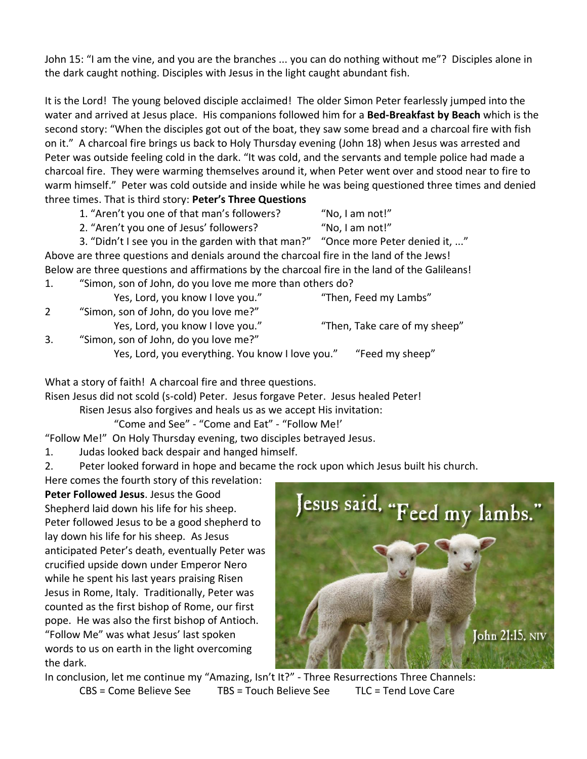John 15: "I am the vine, and you are the branches ... you can do nothing without me"? Disciples alone in the dark caught nothing. Disciples with Jesus in the light caught abundant fish.

It is the Lord! The young beloved disciple acclaimed! The older Simon Peter fearlessly jumped into the water and arrived at Jesus place. His companions followed him for a **Bed-Breakfast by Beach** which is the second story: "When the disciples got out of the boat, they saw some bread and a charcoal fire with fish on it." A charcoal fire brings us back to Holy Thursday evening (John 18) when Jesus was arrested and Peter was outside feeling cold in the dark. "It was cold, and the servants and temple police had made a charcoal fire. They were warming themselves around it, when Peter went over and stood near to fire to warm himself." Peter was cold outside and inside while he was being questioned three times and denied three times. That is third story: **Peter's Three Questions**

1. "Aren't you one of that man's followers? "No, I am not!"
2. "Aren't you one of Jesus' followers? "No, I am not!"
3. "Didn't I see you in the garden with that man?" "Once more Peter denied it, ..."

Above are three questions and denials around the charcoal fire in the land of the Jews!
Below are three questions and affirmations by the charcoal fire in the land of the Galileans!

1. "Simon, son of John, do you love me more than others do?
   Yes, Lord, you know I love you." "Then, Feed my Lambs"
2. "Simon, son of John, do you love me?"
   Yes, Lord, you know I love you." "Then, Take care of my sheep"
3. "Simon, son of John, do you love me?"
   Yes, Lord, you everything. You know I love you." "Feed my sheep"

What a story of faith! A charcoal fire and three questions.
Risen Jesus did not scold (s-cold) Peter. Jesus forgave Peter. Jesus healed Peter!
Risen Jesus also forgives and heals us as we accept His invitation:
"Come and See" - "Come and Eat" - "Follow Me!'
"Follow Me!" On Holy Thursday evening, two disciples betrayed Jesus.

1. Judas looked back despair and hanged himself.
2. Peter looked forward in hope and became the rock upon which Jesus built his church.

Here comes the fourth story of this revelation: **Peter Followed Jesus**. Jesus the Good Shepherd laid down his life for his sheep. Peter followed Jesus to be a good shepherd to lay down his life for his sheep. As Jesus anticipated Peter's death, eventually Peter was crucified upside down under Emperor Nero while he spent his last years praising Risen Jesus in Rome, Italy. Traditionally, Peter was counted as the first bishop of Rome, our first pope. He was also the first bishop of Antioch. "Follow Me" was what Jesus' last spoken words to us on earth in the light overcoming the dark.

Jesus said, "Feed my lambs."
John 21:15, NIV

In conclusion, let me continue my "Amazing, Isn't It?" - Three Resurrections Three Channels:
CBS = Come Believe See TBS = Touch Believe See TLC = Tend Love Care